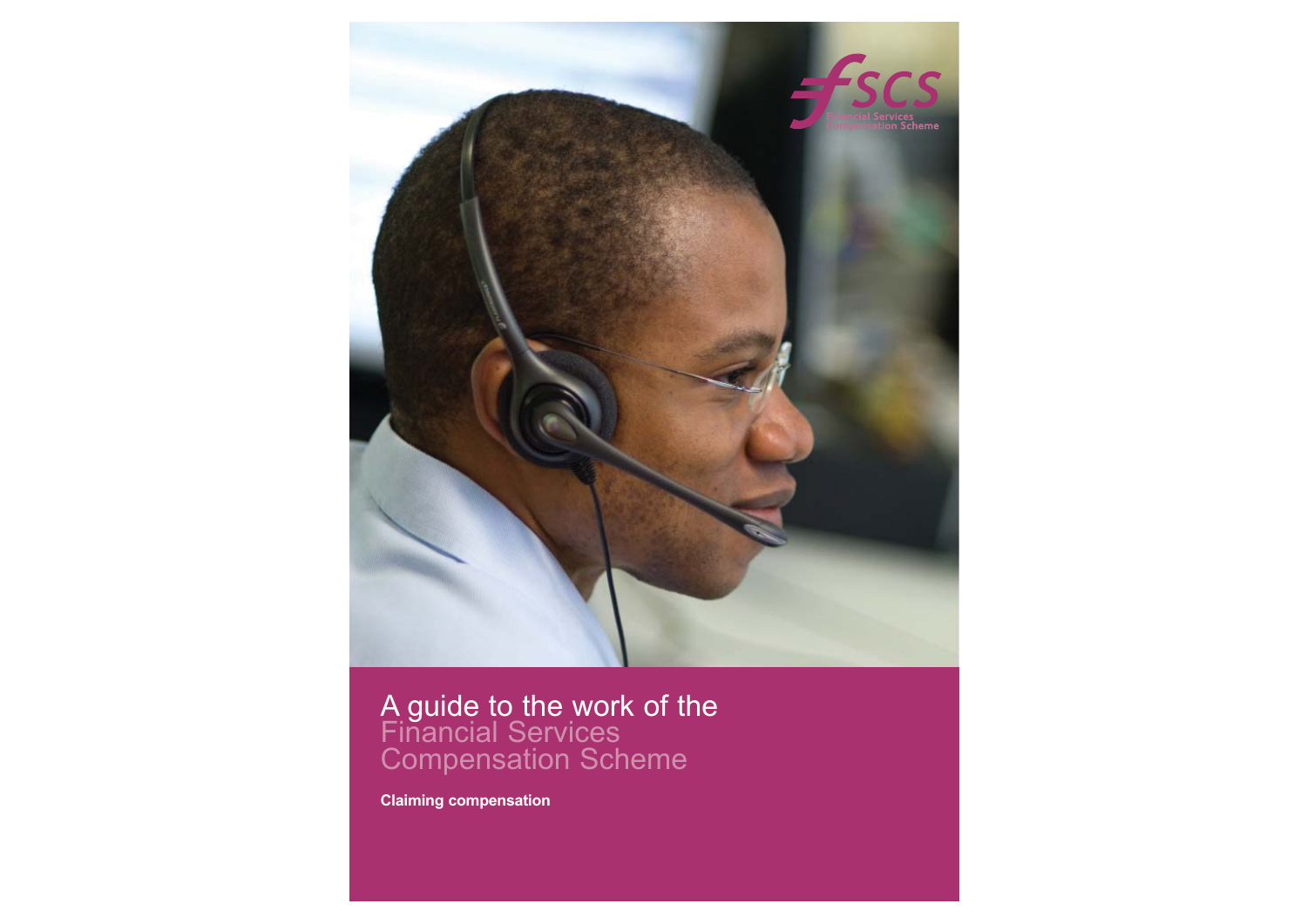# A guide to the work of the Financial Services Compensation Scheme

**Claiming compensation**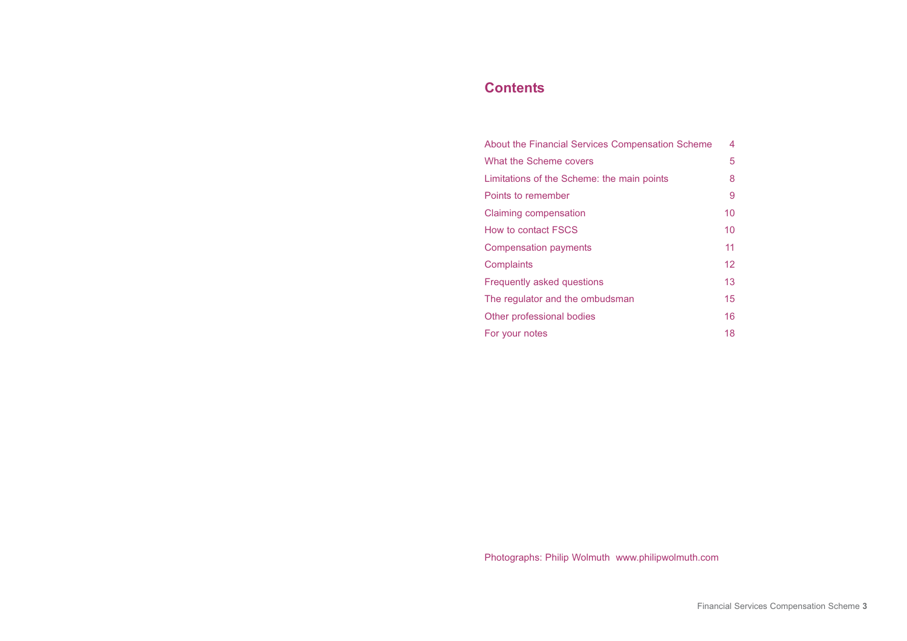## Contents

| | |
|---|---|
| About the Financial Services Compensation Scheme | 4 |
| What the Scheme covers | 5 |
| Limitations of the Scheme: the main points | 8 |
| Points to remember | 9 |
| Claiming compensation | 10 |
| How to contact FSCS | 10 |
| Compensation payments | 11 |
| Complaints | 12 |
| Frequently asked questions | 13 |
| The regulator and the ombudsman | 15 |
| Other professional bodies | 16 |
| For your notes | 18 |

Photographs: Philip Wolmuth  www.philipwolmuth.com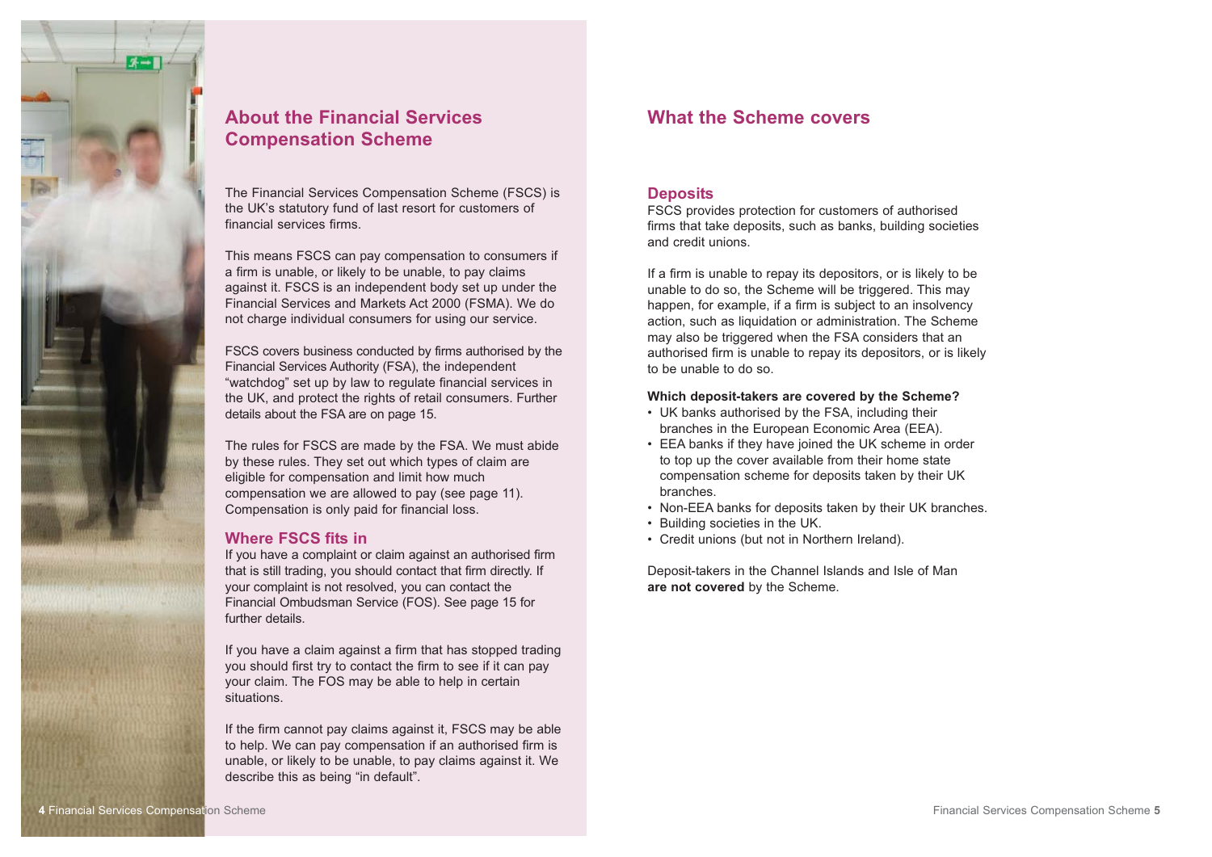## About the Financial Services Compensation Scheme

The Financial Services Compensation Scheme (FSCS) is the UK's statutory fund of last resort for customers of financial services firms.

This means FSCS can pay compensation to consumers if a firm is unable, or likely to be unable, to pay claims against it. FSCS is an independent body set up under the Financial Services and Markets Act 2000 (FSMA). We do not charge individual consumers for using our service.

FSCS covers business conducted by firms authorised by the Financial Services Authority (FSA), the independent "watchdog" set up by law to regulate financial services in the UK, and protect the rights of retail consumers. Further details about the FSA are on page 15.

The rules for FSCS are made by the FSA. We must abide by these rules. They set out which types of claim are eligible for compensation and limit how much compensation we are allowed to pay (see page 11). Compensation is only paid for financial loss.

### Where FSCS fits in

If you have a complaint or claim against an authorised firm that is still trading, you should contact that firm directly. If your complaint is not resolved, you can contact the Financial Ombudsman Service (FOS). See page 15 for further details.

If you have a claim against a firm that has stopped trading you should first try to contact the firm to see if it can pay your claim. The FOS may be able to help in certain situations.

If the firm cannot pay claims against it, FSCS may be able to help. We can pay compensation if an authorised firm is unable, or likely to be unable, to pay claims against it. We describe this as being "in default".

## What the Scheme covers

### Deposits

FSCS provides protection for customers of authorised firms that take deposits, such as banks, building societies and credit unions.

If a firm is unable to repay its depositors, or is likely to be unable to do so, the Scheme will be triggered. This may happen, for example, if a firm is subject to an insolvency action, such as liquidation or administration. The Scheme may also be triggered when the FSA considers that an authorised firm is unable to repay its depositors, or is likely to be unable to do so.

**Which deposit-takers are covered by the Scheme?**

- UK banks authorised by the FSA, including their branches in the European Economic Area (EEA).
- EEA banks if they have joined the UK scheme in order to top up the cover available from their home state compensation scheme for deposits taken by their UK branches.
- Non-EEA banks for deposits taken by their UK branches.
- Building societies in the UK.
- Credit unions (but not in Northern Ireland).

Deposit-takers in the Channel Islands and Isle of Man **are not covered** by the Scheme.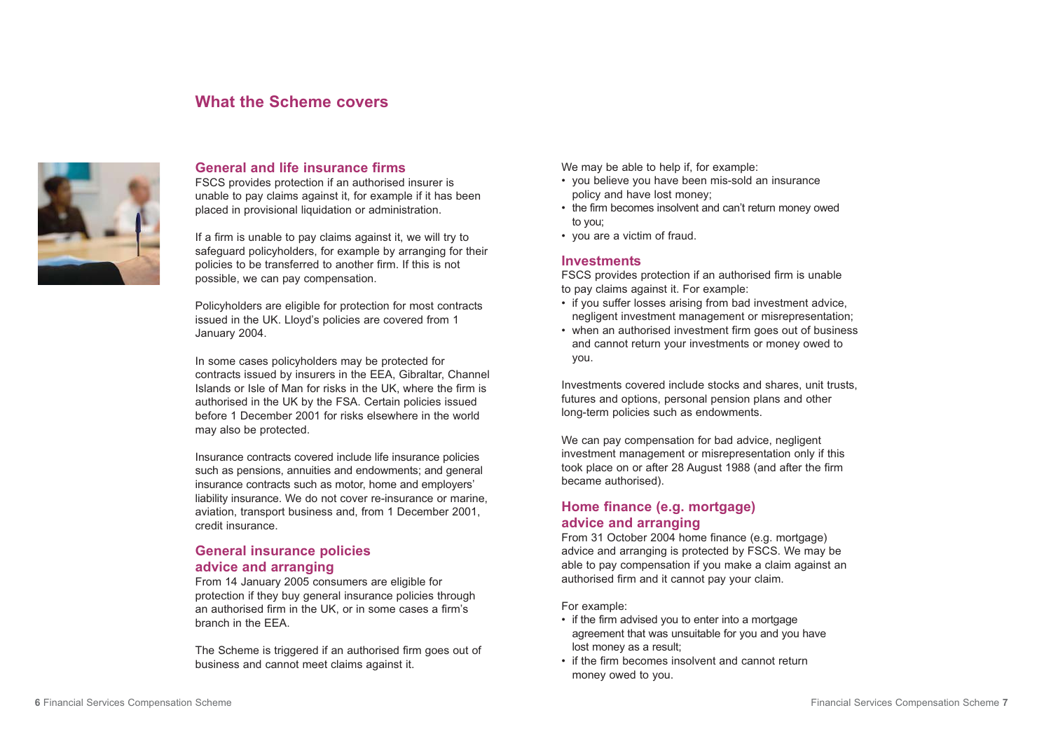# What the Scheme covers

## General and life insurance firms

FSCS provides protection if an authorised insurer is unable to pay claims against it, for example if it has been placed in provisional liquidation or administration.

If a firm is unable to pay claims against it, we will try to safeguard policyholders, for example by arranging for their policies to be transferred to another firm. If this is not possible, we can pay compensation.

Policyholders are eligible for protection for most contracts issued in the UK. Lloyd's policies are covered from 1 January 2004.

In some cases policyholders may be protected for contracts issued by insurers in the EEA, Gibraltar, Channel Islands or Isle of Man for risks in the UK, where the firm is authorised in the UK by the FSA. Certain policies issued before 1 December 2001 for risks elsewhere in the world may also be protected.

Insurance contracts covered include life insurance policies such as pensions, annuities and endowments; and general insurance contracts such as motor, home and employers' liability insurance. We do not cover re-insurance or marine, aviation, transport business and, from 1 December 2001, credit insurance.

## General insurance policies advice and arranging

From 14 January 2005 consumers are eligible for protection if they buy general insurance policies through an authorised firm in the UK, or in some cases a firm's branch in the EEA.

The Scheme is triggered if an authorised firm goes out of business and cannot meet claims against it.

We may be able to help if, for example:

- you believe you have been mis-sold an insurance policy and have lost money;
- the firm becomes insolvent and can't return money owed to you;
- you are a victim of fraud.

## Investments

FSCS provides protection if an authorised firm is unable to pay claims against it. For example:

- if you suffer losses arising from bad investment advice, negligent investment management or misrepresentation;
- when an authorised investment firm goes out of business and cannot return your investments or money owed to you.

Investments covered include stocks and shares, unit trusts, futures and options, personal pension plans and other long-term policies such as endowments.

We can pay compensation for bad advice, negligent investment management or misrepresentation only if this took place on or after 28 August 1988 (and after the firm became authorised).

## Home finance (e.g. mortgage) advice and arranging

From 31 October 2004 home finance (e.g. mortgage) advice and arranging is protected by FSCS. We may be able to pay compensation if you make a claim against an authorised firm and it cannot pay your claim.

For example:

- if the firm advised you to enter into a mortgage agreement that was unsuitable for you and you have lost money as a result;
- if the firm becomes insolvent and cannot return money owed to you.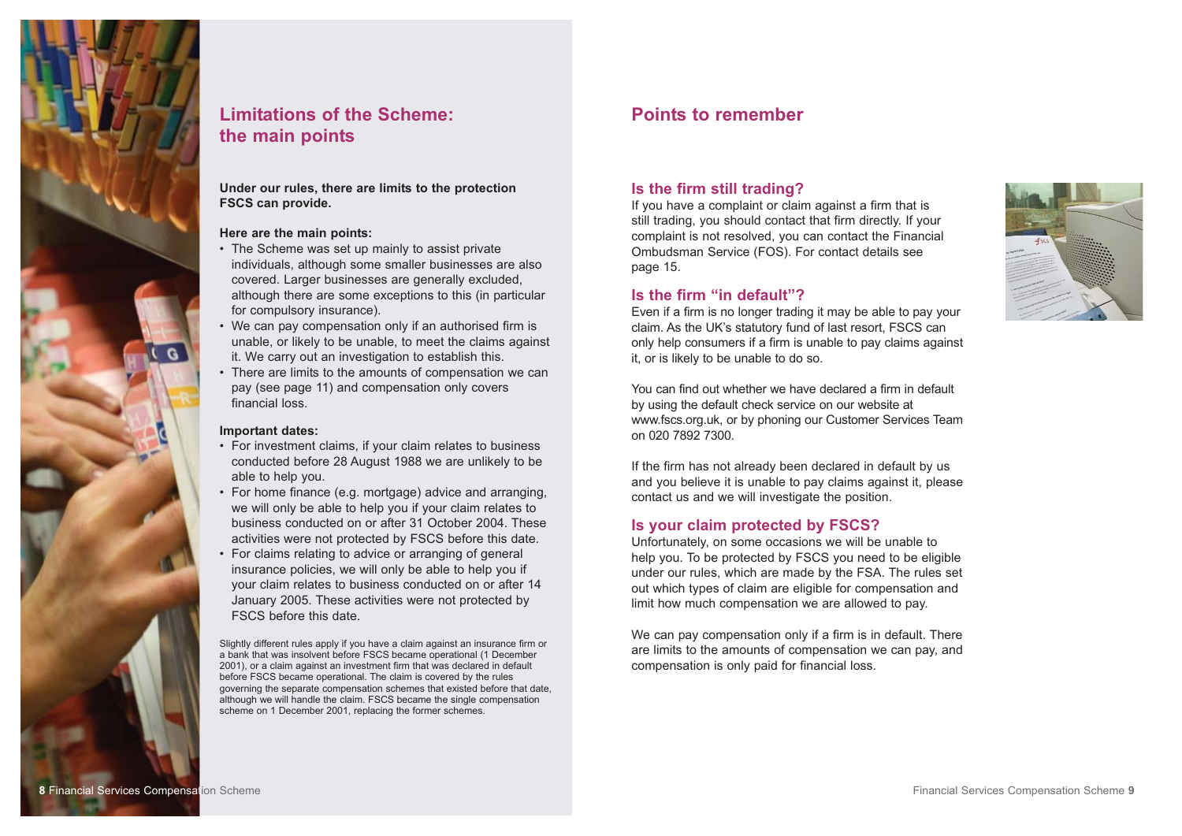## Limitations of the Scheme: the main points

**Under our rules, there are limits to the protection FSCS can provide.**

**Here are the main points:**

- The Scheme was set up mainly to assist private individuals, although some smaller businesses are also covered. Larger businesses are generally excluded, although there are some exceptions to this (in particular for compulsory insurance).
- We can pay compensation only if an authorised firm is unable, or likely to be unable, to meet the claims against it. We carry out an investigation to establish this.
- There are limits to the amounts of compensation we can pay (see page 11) and compensation only covers financial loss.

**Important dates:**

- For investment claims, if your claim relates to business conducted before 28 August 1988 we are unlikely to be able to help you.
- For home finance (e.g. mortgage) advice and arranging, we will only be able to help you if your claim relates to business conducted on or after 31 October 2004. These activities were not protected by FSCS before this date.
- For claims relating to advice or arranging of general insurance policies, we will only be able to help you if your claim relates to business conducted on or after 14 January 2005. These activities were not protected by FSCS before this date.

Slightly different rules apply if you have a claim against an insurance firm or a bank that was insolvent before FSCS became operational (1 December 2001), or a claim against an investment firm that was declared in default before FSCS became operational. The claim is covered by the rules governing the separate compensation schemes that existed before that date, although we will handle the claim. FSCS became the single compensation scheme on 1 December 2001, replacing the former schemes.

## Points to remember

### Is the firm still trading?

If you have a complaint or claim against a firm that is still trading, you should contact that firm directly. If your complaint is not resolved, you can contact the Financial Ombudsman Service (FOS). For contact details see page 15.

### Is the firm "in default"?

Even if a firm is no longer trading it may be able to pay your claim. As the UK's statutory fund of last resort, FSCS can only help consumers if a firm is unable to pay claims against it, or is likely to be unable to do so.

You can find out whether we have declared a firm in default by using the default check service on our website at www.fscs.org.uk, or by phoning our Customer Services Team on 020 7892 7300.

If the firm has not already been declared in default by us and you believe it is unable to pay claims against it, please contact us and we will investigate the position.

### Is your claim protected by FSCS?

Unfortunately, on some occasions we will be unable to help you. To be protected by FSCS you need to be eligible under our rules, which are made by the FSA. The rules set out which types of claim are eligible for compensation and limit how much compensation we are allowed to pay.

We can pay compensation only if a firm is in default. There are limits to the amounts of compensation we can pay, and compensation is only paid for financial loss.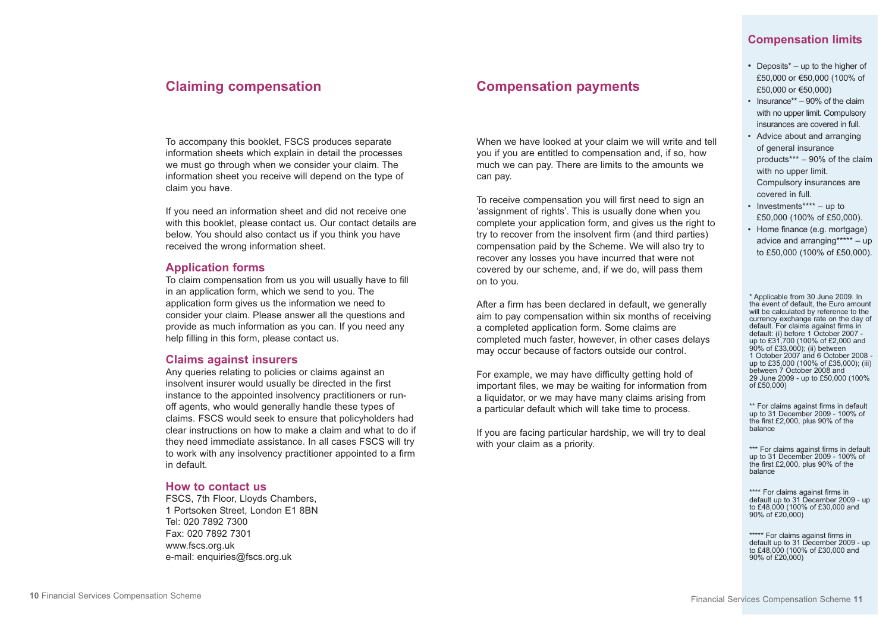## Claiming compensation

To accompany this booklet, FSCS produces separate information sheets which explain in detail the processes we must go through when we consider your claim. The information sheet you receive will depend on the type of claim you have.

If you need an information sheet and did not receive one with this booklet, please contact us. Our contact details are below. You should also contact us if you think you have received the wrong information sheet.

### Application forms

To claim compensation from us you will usually have to fill in an application form, which we send to you. The application form gives us the information we need to consider your claim. Please answer all the questions and provide as much information as you can. If you need any help filling in this form, please contact us.

### Claims against insurers

Any queries relating to policies or claims against an insolvent insurer would usually be directed in the first instance to the appointed insolvency practitioners or run-off agents, who would generally handle these types of claims. FSCS would seek to ensure that policyholders had clear instructions on how to make a claim and what to do if they need immediate assistance. In all cases FSCS will try to work with any insolvency practitioner appointed to a firm in default.

### How to contact us

FSCS, 7th Floor, Lloyds Chambers,
1 Portsoken Street, London E1 8BN
Tel: 020 7892 7300
Fax: 020 7892 7301
www.fscs.org.uk
e-mail: enquiries@fscs.org.uk

## Compensation payments

When we have looked at your claim we will write and tell you if you are entitled to compensation and, if so, how much we can pay. There are limits to the amounts we can pay.

To receive compensation you will first need to sign an 'assignment of rights'. This is usually done when you complete your application form, and gives us the right to try to recover from the insolvent firm (and third parties) compensation paid by the Scheme. We will also try to recover any losses you have incurred that were not covered by our scheme, and, if we do, will pass them on to you.

After a firm has been declared in default, we generally aim to pay compensation within six months of receiving a completed application form. Some claims are completed much faster, however, in other cases delays may occur because of factors outside our control.

For example, we may have difficulty getting hold of important files, we may be waiting for information from a liquidator, or we may have many claims arising from a particular default which will take time to process.

If you are facing particular hardship, we will try to deal with your claim as a priority.

## Compensation limits

- Deposits* – up to the higher of £50,000 or €50,000 (100% of £50,000 or €50,000)
- Insurance** – 90% of the claim with no upper limit. Compulsory insurances are covered in full.
- Advice about and arranging of general insurance products*** – 90% of the claim with no upper limit. Compulsory insurances are covered in full.
- Investments**** – up to £50,000 (100% of £50,000).
- Home finance (e.g. mortgage) advice and arranging***** – up to £50,000 (100% of £50,000).

* Applicable from 30 June 2009. In the event of default, the Euro amount will be calculated by reference to the currency exchange rate on the day of default. For claims against firms in default: (i) before 1 October 2007 - up to £31,700 (100% of £2,000 and 90% of £33,000); (ii) between 1 October 2007 and 6 October 2008 - up to £35,000 (100% of £35,000); (iii) between 7 October 2008 and 29 June 2009 - up to £50,000 (100% of £50,000)

** For claims against firms in default up to 31 December 2009 - 100% of the first £2,000, plus 90% of the balance

*** For claims against firms in default up to 31 December 2009 - 100% of the first £2,000, plus 90% of the balance

**** For claims against firms in default up to 31 December 2009 - up to £48,000 (100% of £30,000 and 90% of £20,000)

***** For claims against firms in default up to 31 December 2009 - up to £48,000 (100% of £30,000 and 90% of £20,000)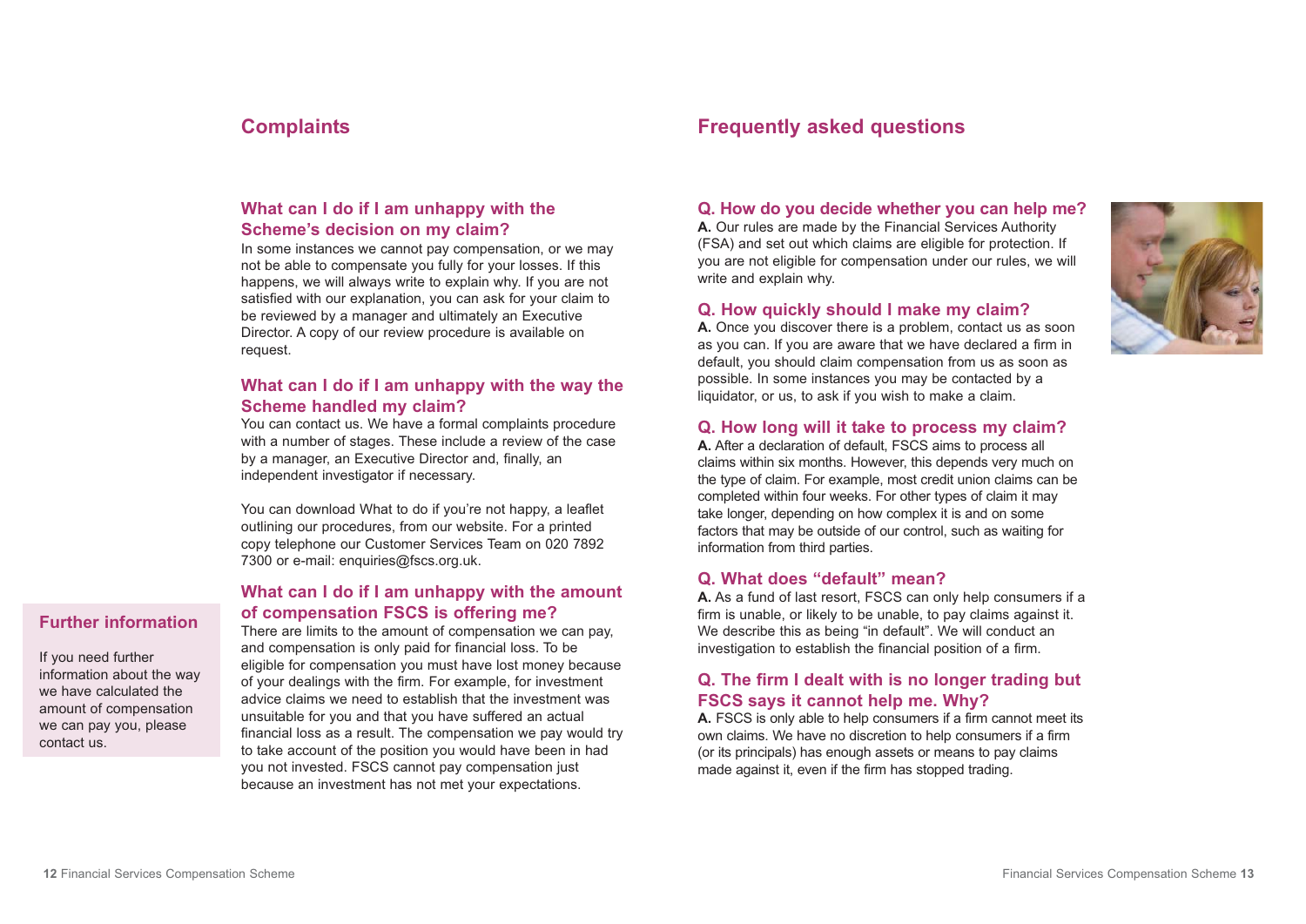## Complaints

### What can I do if I am unhappy with the Scheme's decision on my claim?

In some instances we cannot pay compensation, or we may not be able to compensate you fully for your losses. If this happens, we will always write to explain why. If you are not satisfied with our explanation, you can ask for your claim to be reviewed by a manager and ultimately an Executive Director. A copy of our review procedure is available on request.

### What can I do if I am unhappy with the way the Scheme handled my claim?

You can contact us. We have a formal complaints procedure with a number of stages. These include a review of the case by a manager, an Executive Director and, finally, an independent investigator if necessary.

You can download What to do if you're not happy, a leaflet outlining our procedures, from our website. For a printed copy telephone our Customer Services Team on 020 7892 7300 or e-mail: enquiries@fscs.org.uk.

### What can I do if I am unhappy with the amount of compensation FSCS is offering me?

There are limits to the amount of compensation we can pay, and compensation is only paid for financial loss. To be eligible for compensation you must have lost money because of your dealings with the firm. For example, for investment advice claims we need to establish that the investment was unsuitable for you and that you have suffered an actual financial loss as a result. The compensation we pay would try to take account of the position you would have been in had you not invested. FSCS cannot pay compensation just because an investment has not met your expectations.

### Further information

If you need further information about the way we have calculated the amount of compensation we can pay you, please contact us.

## Frequently asked questions

### Q. How do you decide whether you can help me?

**A.** Our rules are made by the Financial Services Authority (FSA) and set out which claims are eligible for protection. If you are not eligible for compensation under our rules, we will write and explain why.

### Q. How quickly should I make my claim?

**A.** Once you discover there is a problem, contact us as soon as you can. If you are aware that we have declared a firm in default, you should claim compensation from us as soon as possible. In some instances you may be contacted by a liquidator, or us, to ask if you wish to make a claim.

### Q. How long will it take to process my claim?

**A.** After a declaration of default, FSCS aims to process all claims within six months. However, this depends very much on the type of claim. For example, most credit union claims can be completed within four weeks. For other types of claim it may take longer, depending on how complex it is and on some factors that may be outside of our control, such as waiting for information from third parties.

### Q. What does "default" mean?

**A.** As a fund of last resort, FSCS can only help consumers if a firm is unable, or likely to be unable, to pay claims against it. We describe this as being "in default". We will conduct an investigation to establish the financial position of a firm.

### Q. The firm I dealt with is no longer trading but FSCS says it cannot help me. Why?

**A.** FSCS is only able to help consumers if a firm cannot meet its own claims. We have no discretion to help consumers if a firm (or its principals) has enough assets or means to pay claims made against it, even if the firm has stopped trading.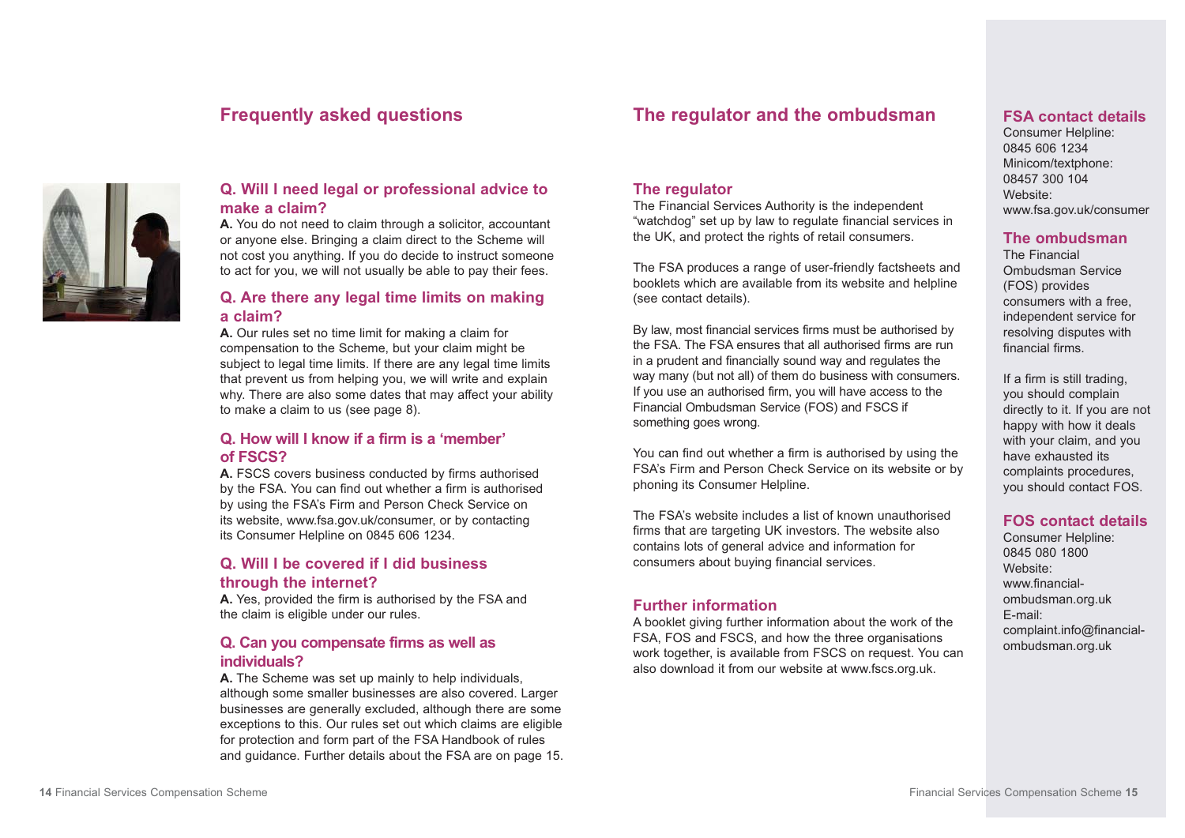## Frequently asked questions

### Q. Will I need legal or professional advice to make a claim?

**A.** You do not need to claim through a solicitor, accountant or anyone else. Bringing a claim direct to the Scheme will not cost you anything. If you do decide to instruct someone to act for you, we will not usually be able to pay their fees.

### Q. Are there any legal time limits on making a claim?

**A.** Our rules set no time limit for making a claim for compensation to the Scheme, but your claim might be subject to legal time limits. If there are any legal time limits that prevent us from helping you, we will write and explain why. There are also some dates that may affect your ability to make a claim to us (see page 8).

### Q. How will I know if a firm is a 'member' of FSCS?

**A.** FSCS covers business conducted by firms authorised by the FSA. You can find out whether a firm is authorised by using the FSA's Firm and Person Check Service on its website, www.fsa.gov.uk/consumer, or by contacting its Consumer Helpline on 0845 606 1234.

### Q. Will I be covered if I did business through the internet?

**A.** Yes, provided the firm is authorised by the FSA and the claim is eligible under our rules.

### Q. Can you compensate firms as well as individuals?

**A.** The Scheme was set up mainly to help individuals, although some smaller businesses are also covered. Larger businesses are generally excluded, although there are some exceptions to this. Our rules set out which claims are eligible for protection and form part of the FSA Handbook of rules and guidance. Further details about the FSA are on page 15.

## The regulator and the ombudsman

### The regulator

The Financial Services Authority is the independent "watchdog" set up by law to regulate financial services in the UK, and protect the rights of retail consumers.

The FSA produces a range of user-friendly factsheets and booklets which are available from its website and helpline (see contact details).

By law, most financial services firms must be authorised by the FSA. The FSA ensures that all authorised firms are run in a prudent and financially sound way and regulates the way many (but not all) of them do business with consumers. If you use an authorised firm, you will have access to the Financial Ombudsman Service (FOS) and FSCS if something goes wrong.

You can find out whether a firm is authorised by using the FSA's Firm and Person Check Service on its website or by phoning its Consumer Helpline.

The FSA's website includes a list of known unauthorised firms that are targeting UK investors. The website also contains lots of general advice and information for consumers about buying financial services.

### Further information

A booklet giving further information about the work of the FSA, FOS and FSCS, and how the three organisations work together, is available from FSCS on request. You can also download it from our website at www.fscs.org.uk.

### FSA contact details

Consumer Helpline:
0845 606 1234
Minicom/textphone:
08457 300 104
Website:
www.fsa.gov.uk/consumer

### The ombudsman

The Financial Ombudsman Service (FOS) provides consumers with a free, independent service for resolving disputes with financial firms.

If a firm is still trading, you should complain directly to it. If you are not happy with how it deals with your claim, and you have exhausted its complaints procedures, you should contact FOS.

### FOS contact details

Consumer Helpline:
0845 080 1800
Website:
www.financial-ombudsman.org.uk
E-mail:
complaint.info@financial-ombudsman.org.uk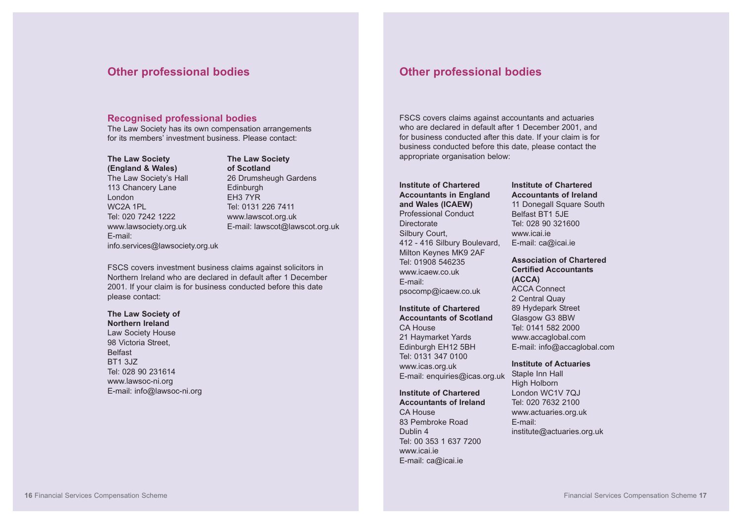## Other professional bodies

### Recognised professional bodies

The Law Society has its own compensation arrangements for its members' investment business. Please contact:

**The Law Society (England & Wales)**
The Law Society's Hall
113 Chancery Lane
London
WC2A 1PL
Tel: 020 7242 1222
www.lawsociety.org.uk
E-mail:
info.services@lawsociety.org.uk

**The Law Society of Scotland**
26 Drumsheugh Gardens
Edinburgh
EH3 7YR
Tel: 0131 226 7411
www.lawscot.org.uk
E-mail: lawscot@lawscot.org.uk

FSCS covers investment business claims against solicitors in Northern Ireland who are declared in default after 1 December 2001. If your claim is for business conducted before this date please contact:

**The Law Society of Northern Ireland**
Law Society House
98 Victoria Street,
Belfast
BT1 3JZ
Tel: 028 90 231614
www.lawsoc-ni.org
E-mail: info@lawsoc-ni.org

## Other professional bodies

FSCS covers claims against accountants and actuaries who are declared in default after 1 December 2001, and for business conducted after this date. If your claim is for business conducted before this date, please contact the appropriate organisation below:

**Institute of Chartered Accountants in England and Wales (ICAEW)**
Professional Conduct Directorate
Silbury Court,
412 - 416 Silbury Boulevard,
Milton Keynes MK9 2AF
Tel: 01908 546235
www.icaew.co.uk
E-mail:
psocomp@icaew.co.uk

**Institute of Chartered Accountants of Scotland**
CA House
21 Haymarket Yards
Edinburgh EH12 5BH
Tel: 0131 347 0100
www.icas.org.uk
E-mail: enquiries@icas.org.uk

**Institute of Chartered Accountants of Ireland**
CA House
83 Pembroke Road
Dublin 4
Tel: 00 353 1 637 7200
www.icai.ie
E-mail: ca@icai.ie

**Institute of Chartered Accountants of Ireland**
11 Donegall Square South
Belfast BT1 5JE
Tel: 028 90 321600
www.icai.ie
E-mail: ca@icai.ie

**Association of Chartered Certified Accountants (ACCA)**
ACCA Connect
2 Central Quay
89 Hydepark Street
Glasgow G3 8BW
Tel: 0141 582 2000
www.accaglobal.com
E-mail: info@accaglobal.com

**Institute of Actuaries**
Staple Inn Hall
High Holborn
London WC1V 7QJ
Tel: 020 7632 2100
www.actuaries.org.uk
E-mail:
institute@actuaries.org.uk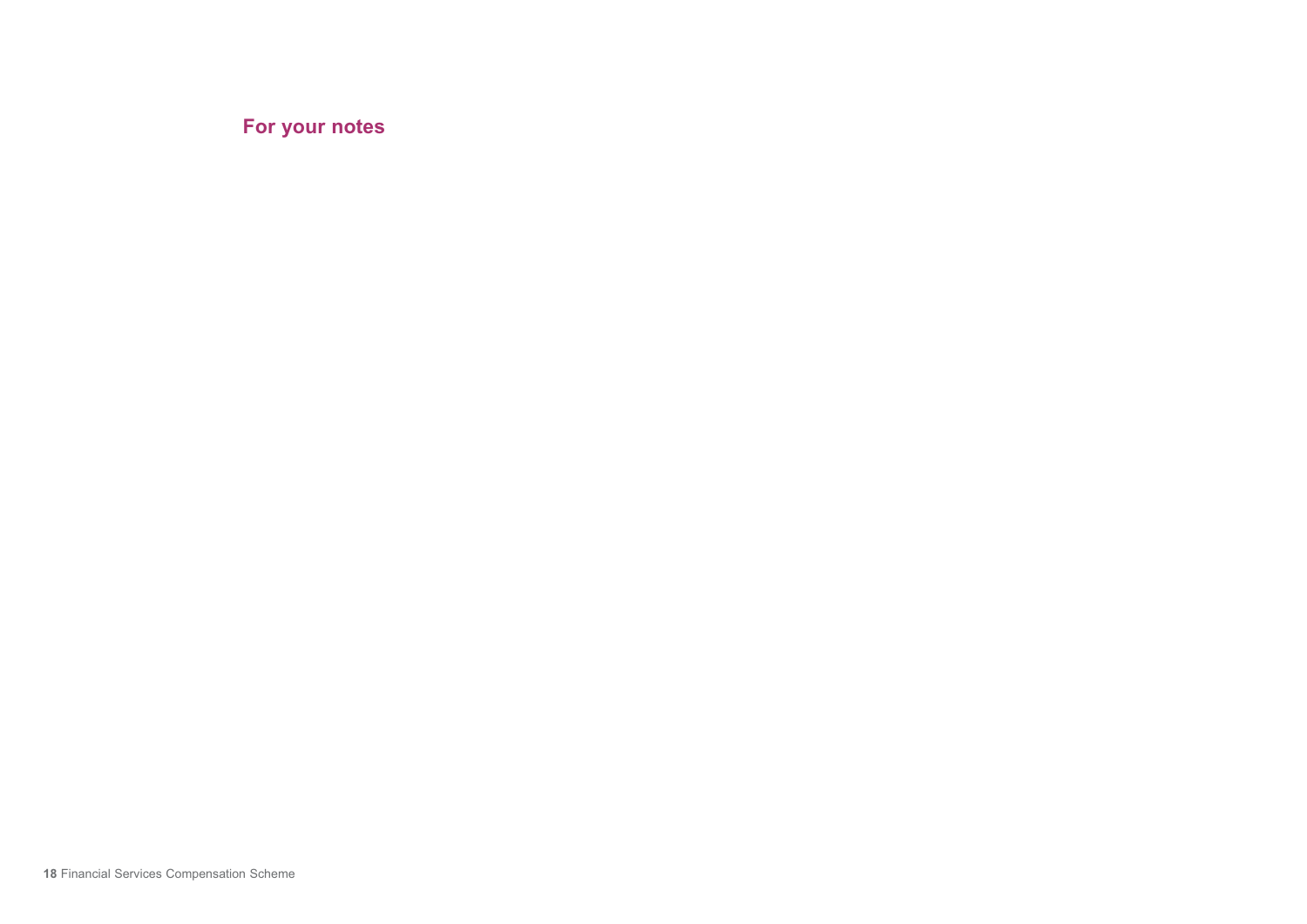## For your notes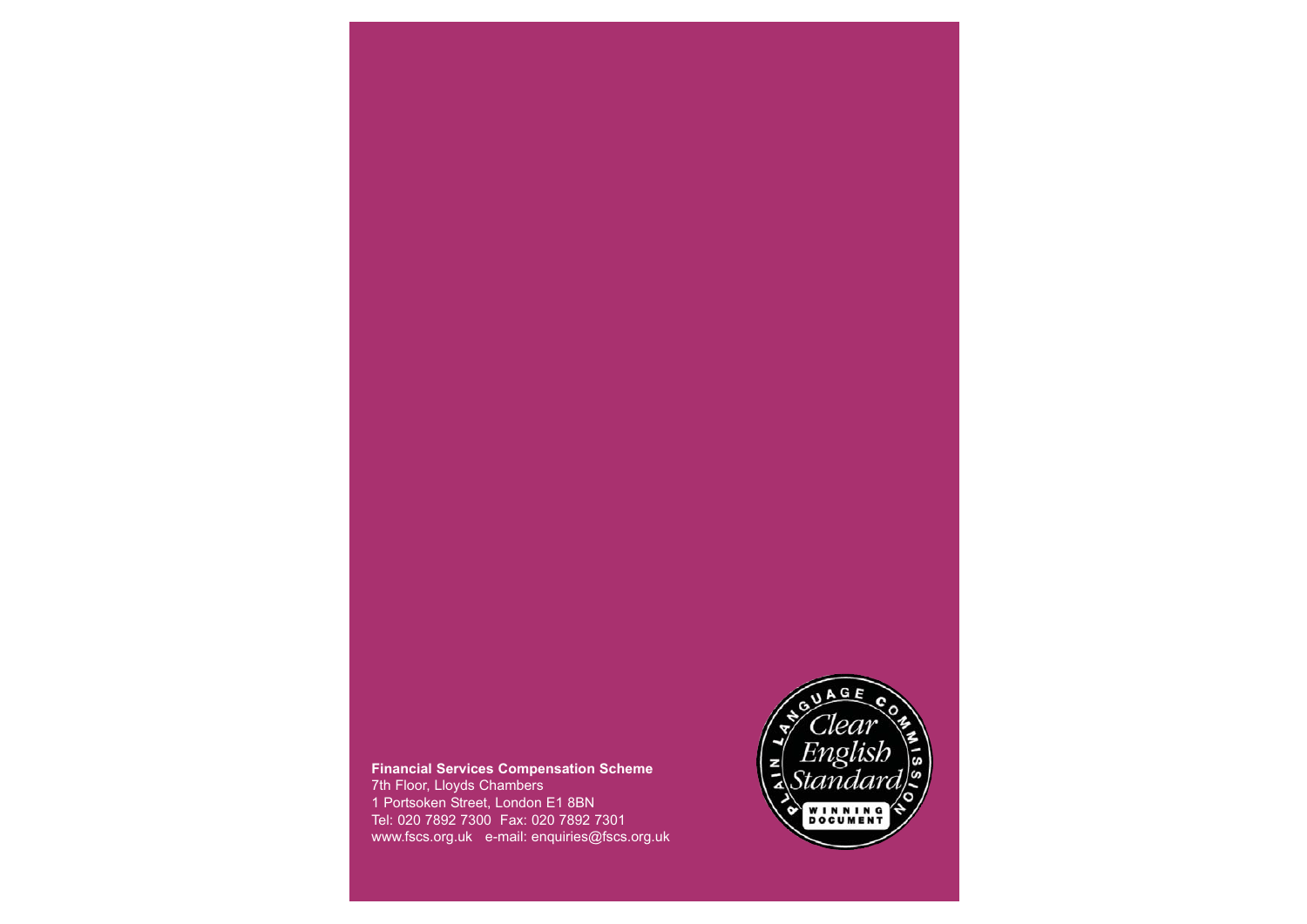**Financial Services Compensation Scheme**
7th Floor, Lloyds Chambers
1 Portsoken Street, London E1 8BN
Tel: 020 7892 7300 Fax: 020 7892 7301
www.fscs.org.uk e-mail: enquiries@fscs.org.uk

PLAIN LANGUAGE COMMISSION
Clear English Standard
WINNING DOCUMENT